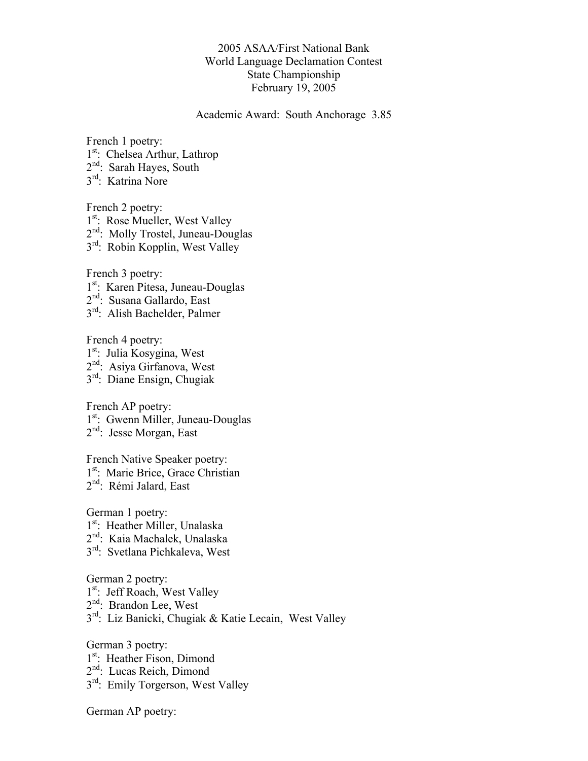2005 ASAA/First National Bank
World Language Declamation Contest
State Championship
February 19, 2005

Academic Award: South Anchorage 3.85

French 1 poetry:
1st: Chelsea Arthur, Lathrop
2nd: Sarah Hayes, South
3rd: Katrina Nore

French 2 poetry:
1st: Rose Mueller, West Valley
2nd: Molly Trostel, Juneau-Douglas
3rd: Robin Kopplin, West Valley

French 3 poetry:
1st: Karen Pitesa, Juneau-Douglas
2nd: Susana Gallardo, East
3rd: Alish Bachelder, Palmer

French 4 poetry:
1st: Julia Kosygina, West
2nd: Asiya Girfanova, West
3rd: Diane Ensign, Chugiak

French AP poetry:
1st: Gwenn Miller, Juneau-Douglas
2nd: Jesse Morgan, East

French Native Speaker poetry:
1st: Marie Brice, Grace Christian
2nd: Rémi Jalard, East

German 1 poetry:
1st: Heather Miller, Unalaska
2nd: Kaia Machalek, Unalaska
3rd: Svetlana Pichkaleva, West

German 2 poetry:
1st: Jeff Roach, West Valley
2nd: Brandon Lee, West
3rd: Liz Banicki, Chugiak & Katie Lecain, West Valley

German 3 poetry:
1st: Heather Fison, Dimond
2nd: Lucas Reich, Dimond
3rd: Emily Torgerson, West Valley

German AP poetry: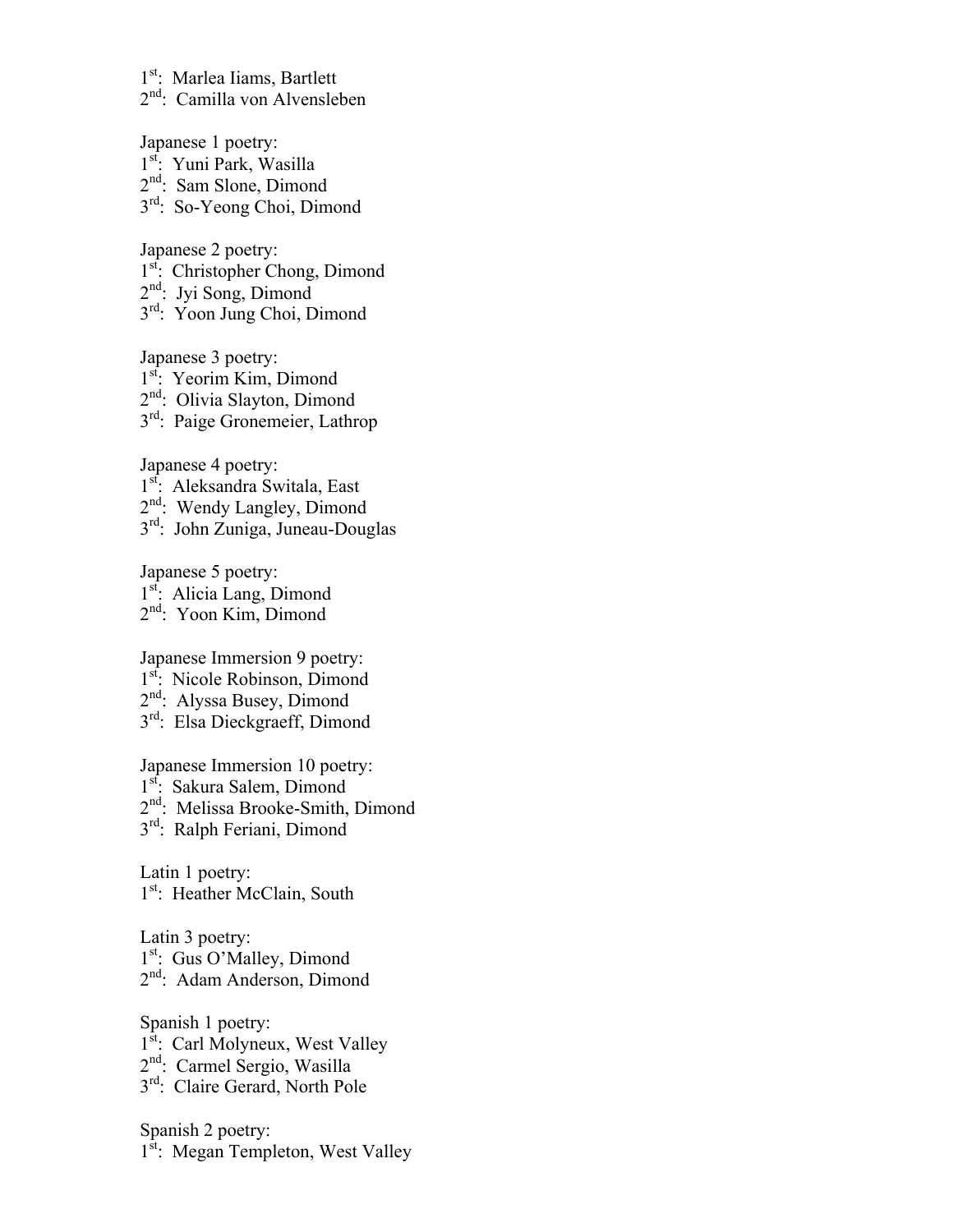1st: Marlea Iiams, Bartlett
2nd: Camilla von Alvensleben

Japanese 1 poetry:
1st: Yuni Park, Wasilla
2nd: Sam Slone, Dimond
3rd: So-Yeong Choi, Dimond

Japanese 2 poetry:
1st: Christopher Chong, Dimond
2nd: Jyi Song, Dimond
3rd: Yoon Jung Choi, Dimond

Japanese 3 poetry:
1st: Yeorim Kim, Dimond
2nd: Olivia Slayton, Dimond
3rd: Paige Gronemeier, Lathrop

Japanese 4 poetry:
1st: Aleksandra Switala, East
2nd: Wendy Langley, Dimond
3rd: John Zuniga, Juneau-Douglas

Japanese 5 poetry:
1st: Alicia Lang, Dimond
2nd: Yoon Kim, Dimond

Japanese Immersion 9 poetry:
1st: Nicole Robinson, Dimond
2nd: Alyssa Busey, Dimond
3rd: Elsa Dieckgraeff, Dimond

Japanese Immersion 10 poetry:
1st: Sakura Salem, Dimond
2nd: Melissa Brooke-Smith, Dimond
3rd: Ralph Feriani, Dimond

Latin 1 poetry:
1st: Heather McClain, South

Latin 3 poetry:
1st: Gus O'Malley, Dimond
2nd: Adam Anderson, Dimond

Spanish 1 poetry:
1st: Carl Molyneux, West Valley
2nd: Carmel Sergio, Wasilla
3rd: Claire Gerard, North Pole

Spanish 2 poetry:
1st: Megan Templeton, West Valley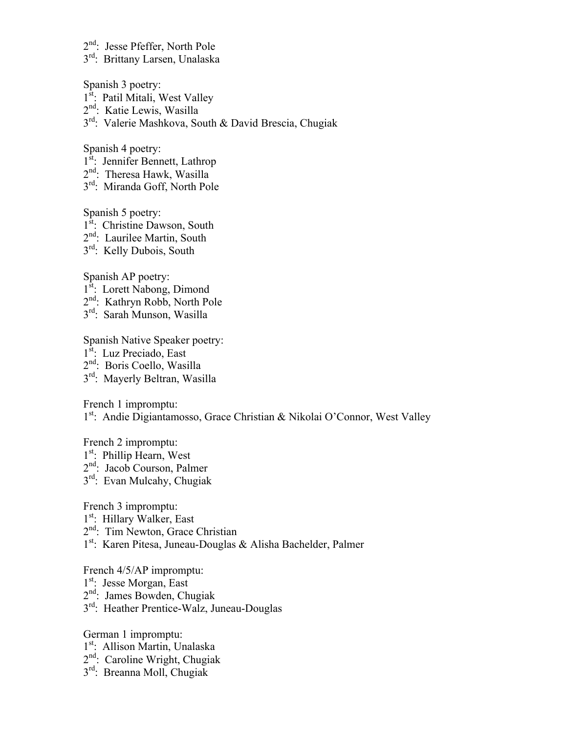2nd: Jesse Pfeffer, North Pole
3rd: Brittany Larsen, Unalaska

Spanish 3 poetry:
1st: Patil Mitali, West Valley
2nd: Katie Lewis, Wasilla
3rd: Valerie Mashkova, South & David Brescia, Chugiak

Spanish 4 poetry:
1st: Jennifer Bennett, Lathrop
2nd: Theresa Hawk, Wasilla
3rd: Miranda Goff, North Pole

Spanish 5 poetry:
1st: Christine Dawson, South
2nd: Laurilee Martin, South
3rd: Kelly Dubois, South

Spanish AP poetry:
1st: Lorett Nabong, Dimond
2nd: Kathryn Robb, North Pole
3rd: Sarah Munson, Wasilla

Spanish Native Speaker poetry:
1st: Luz Preciado, East
2nd: Boris Coello, Wasilla
3rd: Mayerly Beltran, Wasilla

French 1 impromptu:
1st: Andie Digiantamosso, Grace Christian & Nikolai O'Connor, West Valley

French 2 impromptu:
1st: Phillip Hearn, West
2nd: Jacob Courson, Palmer
3rd: Evan Mulcahy, Chugiak

French 3 impromptu:
1st: Hillary Walker, East
2nd: Tim Newton, Grace Christian
1st: Karen Pitesa, Juneau-Douglas & Alisha Bachelder, Palmer

French 4/5/AP impromptu:
1st: Jesse Morgan, East
2nd: James Bowden, Chugiak
3rd: Heather Prentice-Walz, Juneau-Douglas

German 1 impromptu:
1st: Allison Martin, Unalaska
2nd: Caroline Wright, Chugiak
3rd: Breanna Moll, Chugiak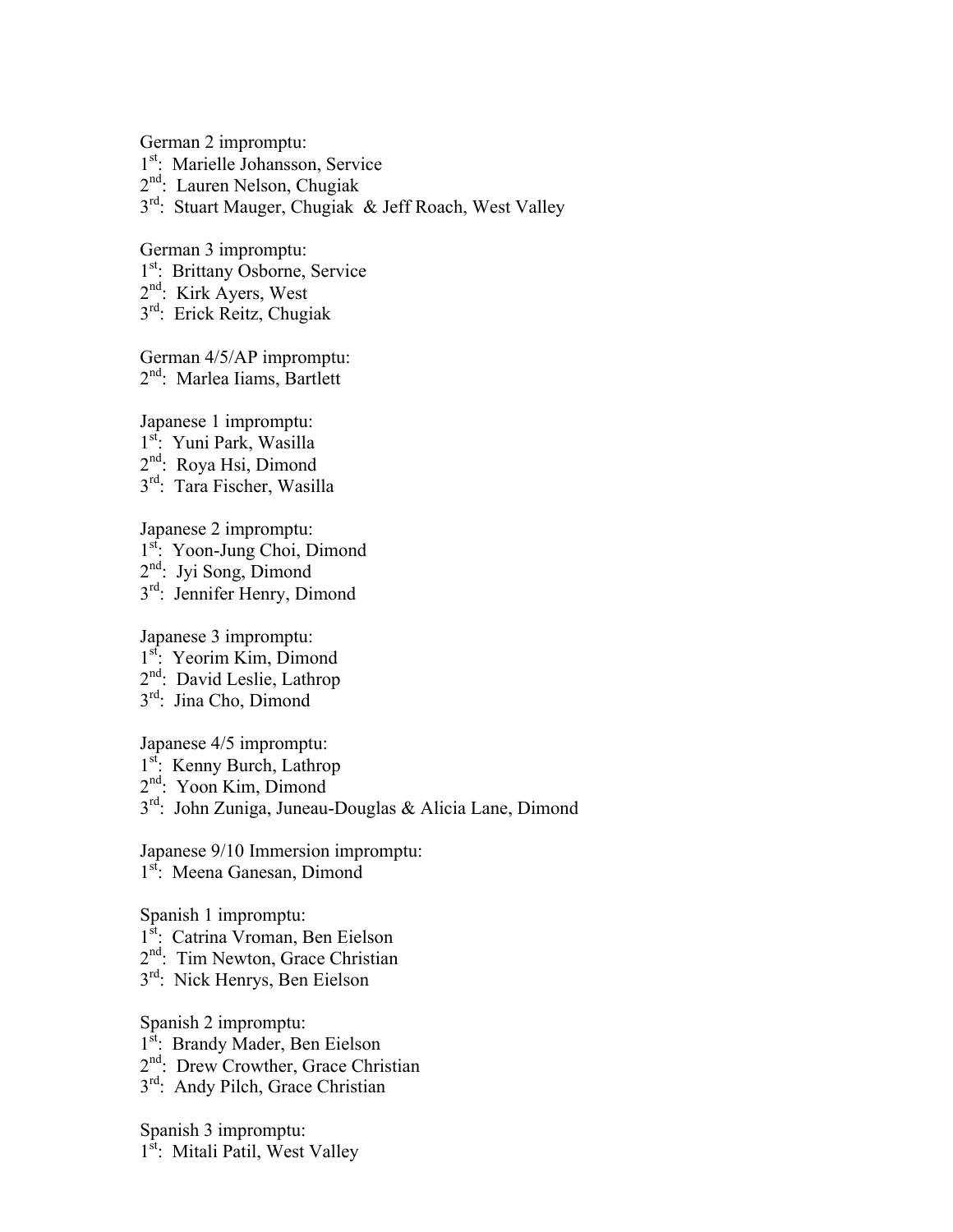German 2 impromptu:
1st: Marielle Johansson, Service
2nd: Lauren Nelson, Chugiak
3rd: Stuart Mauger, Chugiak & Jeff Roach, West Valley

German 3 impromptu:
1st: Brittany Osborne, Service
2nd: Kirk Ayers, West
3rd: Erick Reitz, Chugiak

German 4/5/AP impromptu:
2nd: Marlea Iiams, Bartlett

Japanese 1 impromptu:
1st: Yuni Park, Wasilla
2nd: Roya Hsi, Dimond
3rd: Tara Fischer, Wasilla

Japanese 2 impromptu:
1st: Yoon-Jung Choi, Dimond
2nd: Jyi Song, Dimond
3rd: Jennifer Henry, Dimond

Japanese 3 impromptu:
1st: Yeorim Kim, Dimond
2nd: David Leslie, Lathrop
3rd: Jina Cho, Dimond

Japanese 4/5 impromptu:
1st: Kenny Burch, Lathrop
2nd: Yoon Kim, Dimond
3rd: John Zuniga, Juneau-Douglas & Alicia Lane, Dimond

Japanese 9/10 Immersion impromptu:
1st: Meena Ganesan, Dimond

Spanish 1 impromptu:
1st: Catrina Vroman, Ben Eielson
2nd: Tim Newton, Grace Christian
3rd: Nick Henrys, Ben Eielson

Spanish 2 impromptu:
1st: Brandy Mader, Ben Eielson
2nd: Drew Crowther, Grace Christian
3rd: Andy Pilch, Grace Christian

Spanish 3 impromptu:
1st: Mitali Patil, West Valley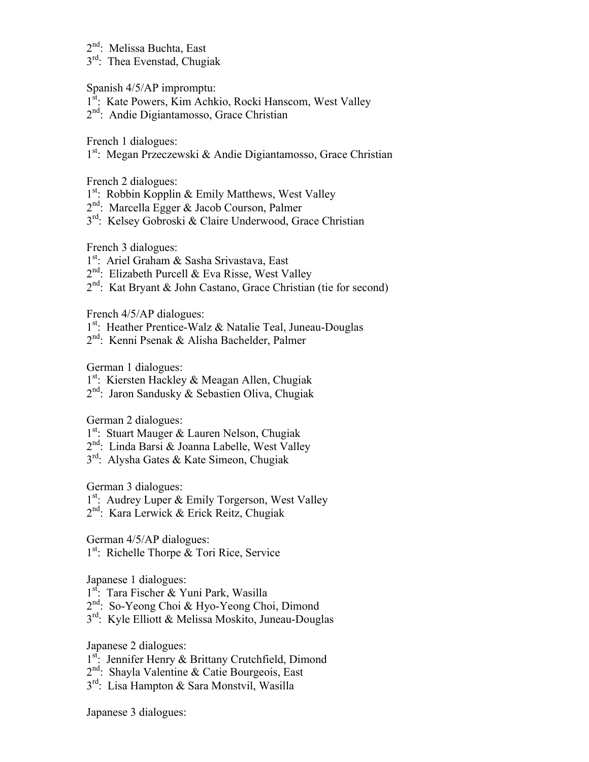2nd: Melissa Buchta, East
3rd: Thea Evenstad, Chugiak

Spanish 4/5/AP impromptu:
1st: Kate Powers, Kim Achkio, Rocki Hanscom, West Valley
2nd: Andie Digiantamosso, Grace Christian

French 1 dialogues:
1st: Megan Przeczewski & Andie Digiantamosso, Grace Christian

French 2 dialogues:
1st: Robbin Kopplin & Emily Matthews, West Valley
2nd: Marcella Egger & Jacob Courson, Palmer
3rd: Kelsey Gobroski & Claire Underwood, Grace Christian

French 3 dialogues:
1st: Ariel Graham & Sasha Srivastava, East
2nd: Elizabeth Purcell & Eva Risse, West Valley
2nd: Kat Bryant & John Castano, Grace Christian (tie for second)

French 4/5/AP dialogues:
1st: Heather Prentice-Walz & Natalie Teal, Juneau-Douglas
2nd: Kenni Psenak & Alisha Bachelder, Palmer

German 1 dialogues:
1st: Kiersten Hackley & Meagan Allen, Chugiak
2nd: Jaron Sandusky & Sebastien Oliva, Chugiak

German 2 dialogues:
1st: Stuart Mauger & Lauren Nelson, Chugiak
2nd: Linda Barsi & Joanna Labelle, West Valley
3rd: Alysha Gates & Kate Simeon, Chugiak

German 3 dialogues:
1st: Audrey Luper & Emily Torgerson, West Valley
2nd: Kara Lerwick & Erick Reitz, Chugiak

German 4/5/AP dialogues:
1st: Richelle Thorpe & Tori Rice, Service

Japanese 1 dialogues:
1st: Tara Fischer & Yuni Park, Wasilla
2nd: So-Yeong Choi & Hyo-Yeong Choi, Dimond
3rd: Kyle Elliott & Melissa Moskito, Juneau-Douglas

Japanese 2 dialogues:
1st: Jennifer Henry & Brittany Crutchfield, Dimond
2nd: Shayla Valentine & Catie Bourgeois, East
3rd: Lisa Hampton & Sara Monstvil, Wasilla

Japanese 3 dialogues: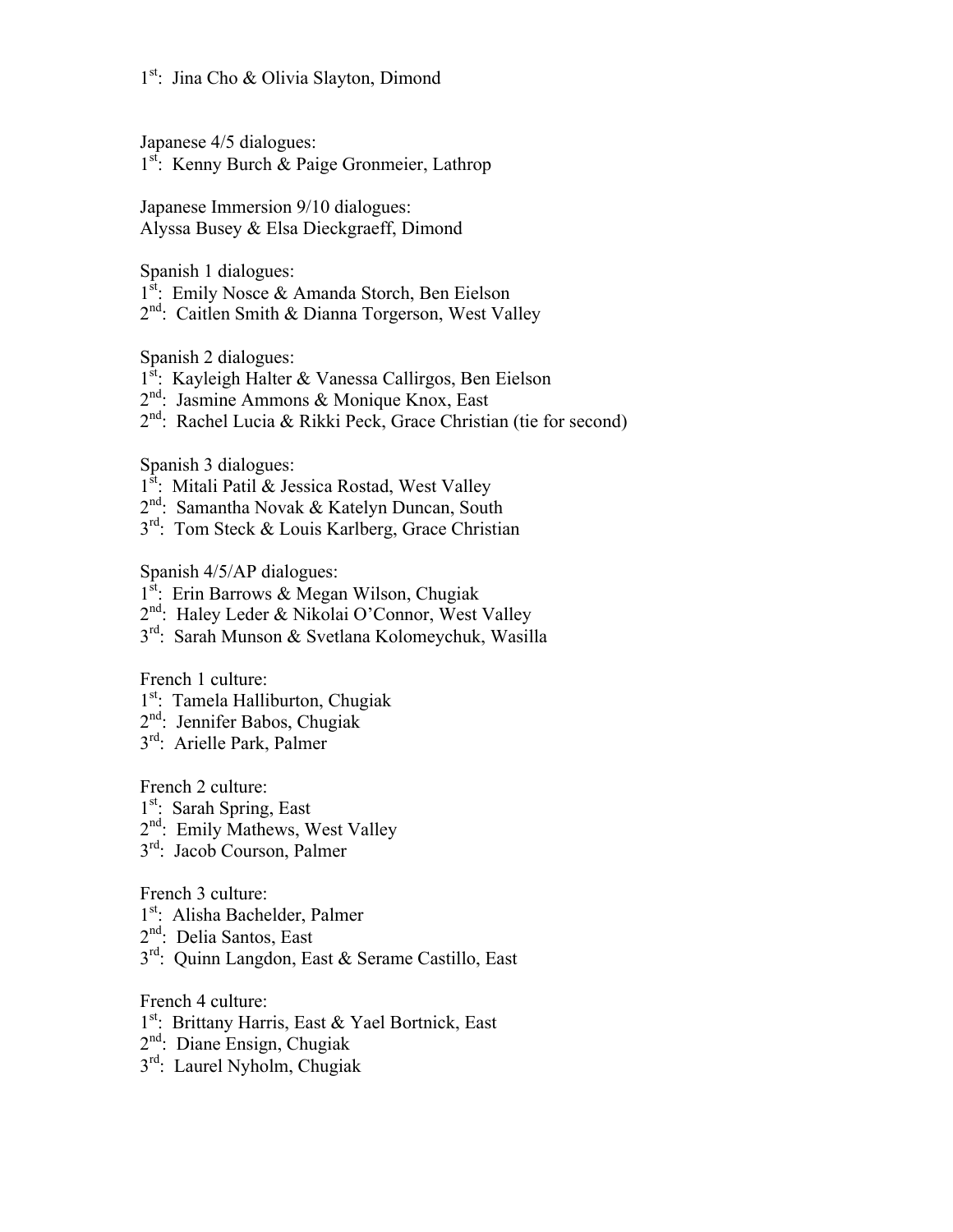1st: Jina Cho & Olivia Slayton, Dimond

Japanese 4/5 dialogues:
1st: Kenny Burch & Paige Gronmeier, Lathrop

Japanese Immersion 9/10 dialogues:
Alyssa Busey & Elsa Dieckgraeff, Dimond

Spanish 1 dialogues:
1st: Emily Nosce & Amanda Storch, Ben Eielson
2nd: Caitlen Smith & Dianna Torgerson, West Valley

Spanish 2 dialogues:
1st: Kayleigh Halter & Vanessa Callirgos, Ben Eielson
2nd: Jasmine Ammons & Monique Knox, East
2nd: Rachel Lucia & Rikki Peck, Grace Christian (tie for second)

Spanish 3 dialogues:
1st: Mitali Patil & Jessica Rostad, West Valley
2nd: Samantha Novak & Katelyn Duncan, South
3rd: Tom Steck & Louis Karlberg, Grace Christian

Spanish 4/5/AP dialogues:
1st: Erin Barrows & Megan Wilson, Chugiak
2nd: Haley Leder & Nikolai O'Connor, West Valley
3rd: Sarah Munson & Svetlana Kolomeychuk, Wasilla

French 1 culture:
1st: Tamela Halliburton, Chugiak
2nd: Jennifer Babos, Chugiak
3rd: Arielle Park, Palmer

French 2 culture:
1st: Sarah Spring, East
2nd: Emily Mathews, West Valley
3rd: Jacob Courson, Palmer

French 3 culture:
1st: Alisha Bachelder, Palmer
2nd: Delia Santos, East
3rd: Quinn Langdon, East & Serame Castillo, East

French 4 culture:
1st: Brittany Harris, East & Yael Bortnick, East
2nd: Diane Ensign, Chugiak
3rd: Laurel Nyholm, Chugiak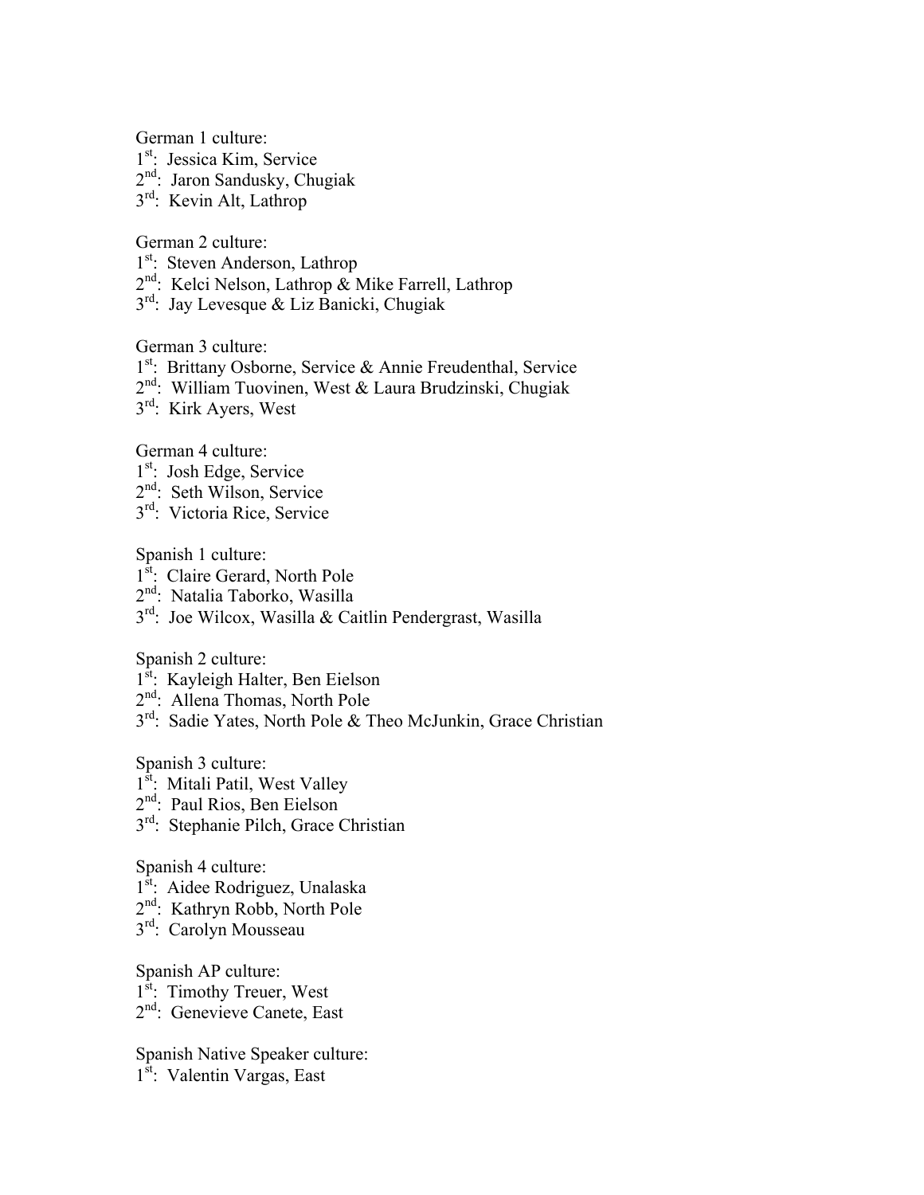German 1 culture:
1st: Jessica Kim, Service
2nd: Jaron Sandusky, Chugiak
3rd: Kevin Alt, Lathrop

German 2 culture:
1st: Steven Anderson, Lathrop
2nd: Kelci Nelson, Lathrop & Mike Farrell, Lathrop
3rd: Jay Levesque & Liz Banicki, Chugiak

German 3 culture:
1st: Brittany Osborne, Service & Annie Freudenthal, Service
2nd: William Tuovinen, West & Laura Brudzinski, Chugiak
3rd: Kirk Ayers, West

German 4 culture:
1st: Josh Edge, Service
2nd: Seth Wilson, Service
3rd: Victoria Rice, Service

Spanish 1 culture:
1st: Claire Gerard, North Pole
2nd: Natalia Taborko, Wasilla
3rd: Joe Wilcox, Wasilla & Caitlin Pendergrast, Wasilla

Spanish 2 culture:
1st: Kayleigh Halter, Ben Eielson
2nd: Allena Thomas, North Pole
3rd: Sadie Yates, North Pole & Theo McJunkin, Grace Christian

Spanish 3 culture:
1st: Mitali Patil, West Valley
2nd: Paul Rios, Ben Eielson
3rd: Stephanie Pilch, Grace Christian

Spanish 4 culture:
1st: Aidee Rodriguez, Unalaska
2nd: Kathryn Robb, North Pole
3rd: Carolyn Mousseau

Spanish AP culture:
1st: Timothy Treuer, West
2nd: Genevieve Canete, East

Spanish Native Speaker culture:
1st: Valentin Vargas, East